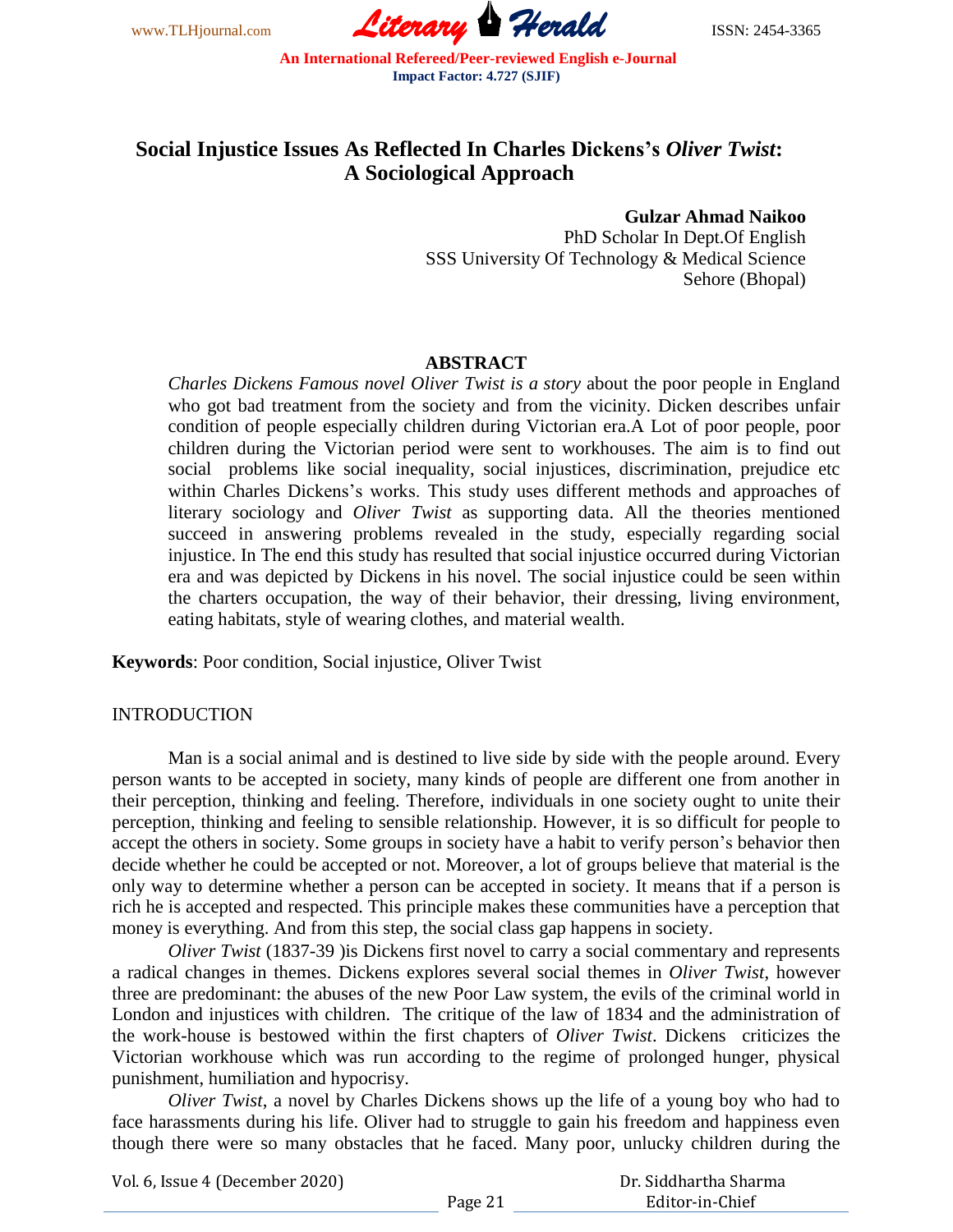# Social Injustice Issues As Reflected In Charles Dickens's *Oliver Twist*: A Sociological Approach

**Gulzar Ahmad Naikoo**
PhD Scholar In Dept.Of English
SSS University Of Technology & Medical Science
Sehore (Bhopal)

## ABSTRACT

*Charles Dickens Famous novel Oliver Twist is a story* about the poor people in England who got bad treatment from the society and from the vicinity. Dicken describes unfair condition of people especially children during Victorian era.A Lot of poor people, poor children during the Victorian period were sent to workhouses. The aim is to find out social problems like social inequality, social injustices, discrimination, prejudice etc within Charles Dickens's works. This study uses different methods and approaches of literary sociology and *Oliver Twist* as supporting data. All the theories mentioned succeed in answering problems revealed in the study, especially regarding social injustice. In The end this study has resulted that social injustice occurred during Victorian era and was depicted by Dickens in his novel. The social injustice could be seen within the charters occupation, the way of their behavior, their dressing, living environment, eating habitats, style of wearing clothes, and material wealth.

**Keywords**: Poor condition, Social injustice, Oliver Twist

## INTRODUCTION

Man is a social animal and is destined to live side by side with the people around. Every person wants to be accepted in society, many kinds of people are different one from another in their perception, thinking and feeling. Therefore, individuals in one society ought to unite their perception, thinking and feeling to sensible relationship. However, it is so difficult for people to accept the others in society. Some groups in society have a habit to verify person's behavior then decide whether he could be accepted or not. Moreover, a lot of groups believe that material is the only way to determine whether a person can be accepted in society. It means that if a person is rich he is accepted and respected. This principle makes these communities have a perception that money is everything. And from this step, the social class gap happens in society.

*Oliver Twist* (1837-39 )is Dickens first novel to carry a social commentary and represents a radical changes in themes. Dickens explores several social themes in *Oliver Twist*, however three are predominant: the abuses of the new Poor Law system, the evils of the criminal world in London and injustices with children. The critique of the law of 1834 and the administration of the work-house is bestowed within the first chapters of *Oliver Twist*. Dickens criticizes the Victorian workhouse which was run according to the regime of prolonged hunger, physical punishment, humiliation and hypocrisy.

*Oliver Twist*, a novel by Charles Dickens shows up the life of a young boy who had to face harassments during his life. Oliver had to struggle to gain his freedom and happiness even though there were so many obstacles that he faced. Many poor, unlucky children during the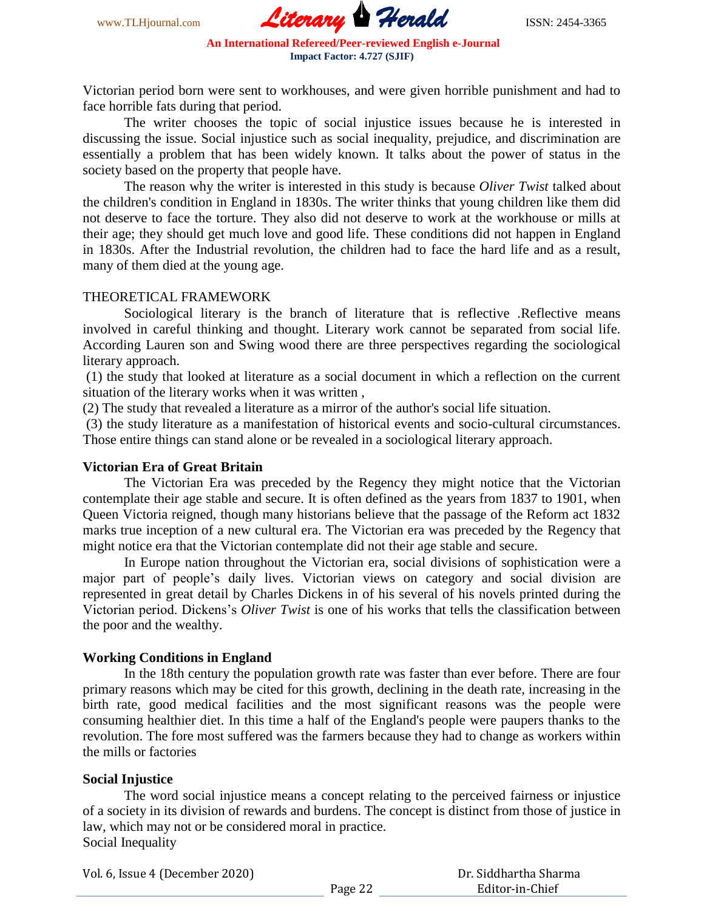Victorian period born were sent to workhouses, and were given horrible punishment and had to face horrible fats during that period.

The writer chooses the topic of social injustice issues because he is interested in discussing the issue. Social injustice such as social inequality, prejudice, and discrimination are essentially a problem that has been widely known. It talks about the power of status in the society based on the property that people have.

The reason why the writer is interested in this study is because *Oliver Twist* talked about the children's condition in England in 1830s. The writer thinks that young children like them did not deserve to face the torture. They also did not deserve to work at the workhouse or mills at their age; they should get much love and good life. These conditions did not happen in England in 1830s. After the Industrial revolution, the children had to face the hard life and as a result, many of them died at the young age.

THEORETICAL FRAMEWORK

Sociological literary is the branch of literature that is reflective .Reflective means involved in careful thinking and thought. Literary work cannot be separated from social life. According Lauren son and Swing wood there are three perspectives regarding the sociological literary approach.

(1) the study that looked at literature as a social document in which a reflection on the current situation of the literary works when it was written ,

(2) The study that revealed a literature as a mirror of the author's social life situation.

(3) the study literature as a manifestation of historical events and socio-cultural circumstances. Those entire things can stand alone or be revealed in a sociological literary approach.

**Victorian Era of Great Britain**

The Victorian Era was preceded by the Regency they might notice that the Victorian contemplate their age stable and secure. It is often defined as the years from 1837 to 1901, when Queen Victoria reigned, though many historians believe that the passage of the Reform act 1832 marks true inception of a new cultural era. The Victorian era was preceded by the Regency that might notice era that the Victorian contemplate did not their age stable and secure.

In Europe nation throughout the Victorian era, social divisions of sophistication were a major part of people's daily lives. Victorian views on category and social division are represented in great detail by Charles Dickens in of his several of his novels printed during the Victorian period. Dickens's *Oliver Twist* is one of his works that tells the classification between the poor and the wealthy.

**Working Conditions in England**

In the 18th century the population growth rate was faster than ever before. There are four primary reasons which may be cited for this growth, declining in the death rate, increasing in the birth rate, good medical facilities and the most significant reasons was the people were consuming healthier diet. In this time a half of the England's people were paupers thanks to the revolution. The fore most suffered was the farmers because they had to change as workers within the mills or factories

**Social Injustice**

The word social injustice means a concept relating to the perceived fairness or injustice of a society in its division of rewards and burdens. The concept is distinct from those of justice in law, which may not or be considered moral in practice.

Social Inequality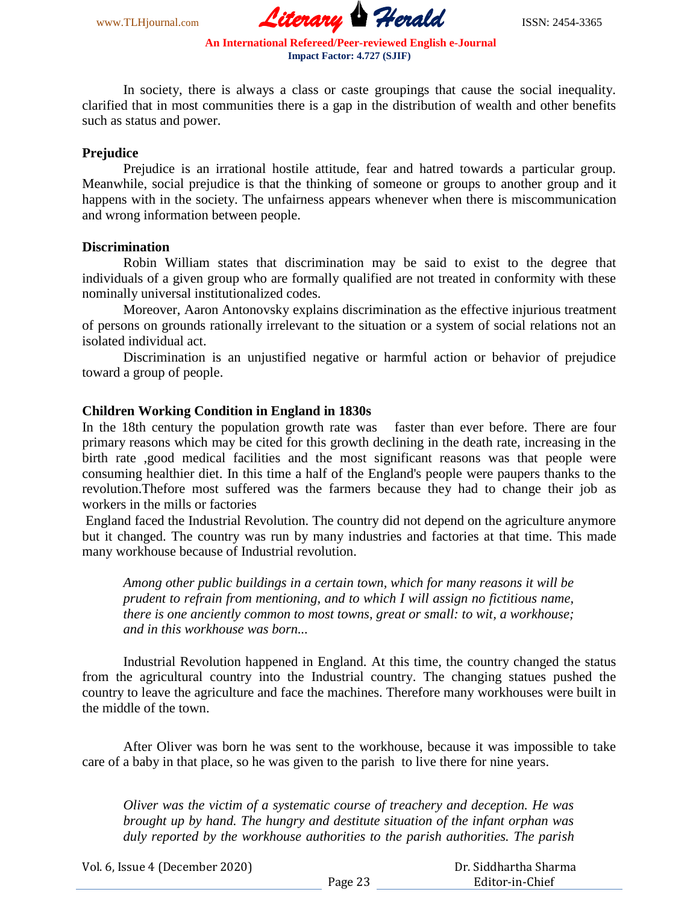In society, there is always a class or caste groupings that cause the social inequality. clarified that in most communities there is a gap in the distribution of wealth and other benefits such as status and power.

**Prejudice**

Prejudice is an irrational hostile attitude, fear and hatred towards a particular group. Meanwhile, social prejudice is that the thinking of someone or groups to another group and it happens with in the society. The unfairness appears whenever when there is miscommunication and wrong information between people.

**Discrimination**

Robin William states that discrimination may be said to exist to the degree that individuals of a given group who are formally qualified are not treated in conformity with these nominally universal institutionalized codes.

Moreover, Aaron Antonovsky explains discrimination as the effective injurious treatment of persons on grounds rationally irrelevant to the situation or a system of social relations not an isolated individual act.

Discrimination is an unjustified negative or harmful action or behavior of prejudice toward a group of people.

**Children Working Condition in England in 1830s**

In the 18th century the population growth rate was faster than ever before. There are four primary reasons which may be cited for this growth declining in the death rate, increasing in the birth rate ,good medical facilities and the most significant reasons was that people were consuming healthier diet. In this time a half of the England's people were paupers thanks to the revolution.Thefore most suffered was the farmers because they had to change their job as workers in the mills or factories

England faced the Industrial Revolution. The country did not depend on the agriculture anymore but it changed. The country was run by many industries and factories at that time. This made many workhouse because of Industrial revolution.

> *Among other public buildings in a certain town, which for many reasons it will be prudent to refrain from mentioning, and to which I will assign no fictitious name, there is one anciently common to most towns, great or small: to wit, a workhouse; and in this workhouse was born...*

Industrial Revolution happened in England. At this time, the country changed the status from the agricultural country into the Industrial country. The changing statues pushed the country to leave the agriculture and face the machines. Therefore many workhouses were built in the middle of the town.

After Oliver was born he was sent to the workhouse, because it was impossible to take care of a baby in that place, so he was given to the parish to live there for nine years.

> *Oliver was the victim of a systematic course of treachery and deception. He was brought up by hand. The hungry and destitute situation of the infant orphan was duly reported by the workhouse authorities to the parish authorities. The parish*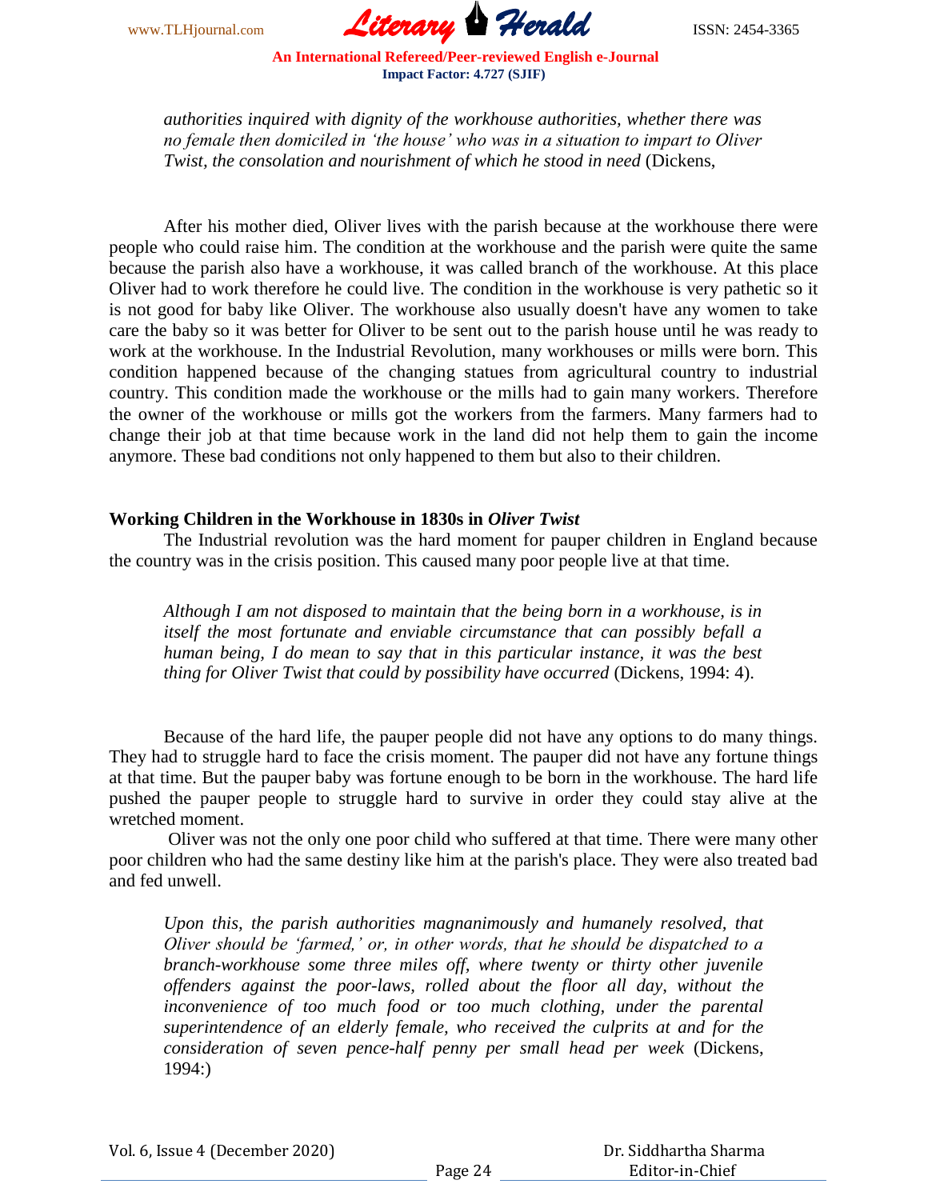*authorities inquired with dignity of the workhouse authorities, whether there was no female then domiciled in 'the house' who was in a situation to impart to Oliver Twist, the consolation and nourishment of which he stood in need* (Dickens,

After his mother died, Oliver lives with the parish because at the workhouse there were people who could raise him. The condition at the workhouse and the parish were quite the same because the parish also have a workhouse, it was called branch of the workhouse. At this place Oliver had to work therefore he could live. The condition in the workhouse is very pathetic so it is not good for baby like Oliver. The workhouse also usually doesn't have any women to take care the baby so it was better for Oliver to be sent out to the parish house until he was ready to work at the workhouse. In the Industrial Revolution, many workhouses or mills were born. This condition happened because of the changing statues from agricultural country to industrial country. This condition made the workhouse or the mills had to gain many workers. Therefore the owner of the workhouse or mills got the workers from the farmers. Many farmers had to change their job at that time because work in the land did not help them to gain the income anymore. These bad conditions not only happened to them but also to their children.

## Working Children in the Workhouse in 1830s in *Oliver Twist*

The Industrial revolution was the hard moment for pauper children in England because the country was in the crisis position. This caused many poor people live at that time.

> *Although I am not disposed to maintain that the being born in a workhouse, is in itself the most fortunate and enviable circumstance that can possibly befall a human being, I do mean to say that in this particular instance, it was the best thing for Oliver Twist that could by possibility have occurred* (Dickens, 1994: 4).

Because of the hard life, the pauper people did not have any options to do many things. They had to struggle hard to face the crisis moment. The pauper did not have any fortune things at that time. But the pauper baby was fortune enough to be born in the workhouse. The hard life pushed the pauper people to struggle hard to survive in order they could stay alive at the wretched moment.

Oliver was not the only one poor child who suffered at that time. There were many other poor children who had the same destiny like him at the parish's place. They were also treated bad and fed unwell.

> *Upon this, the parish authorities magnanimously and humanely resolved, that Oliver should be 'farmed,' or, in other words, that he should be dispatched to a branch-workhouse some three miles off, where twenty or thirty other juvenile offenders against the poor-laws, rolled about the floor all day, without the inconvenience of too much food or too much clothing, under the parental superintendence of an elderly female, who received the culprits at and for the consideration of seven pence-half penny per small head per week* (Dickens, 1994:)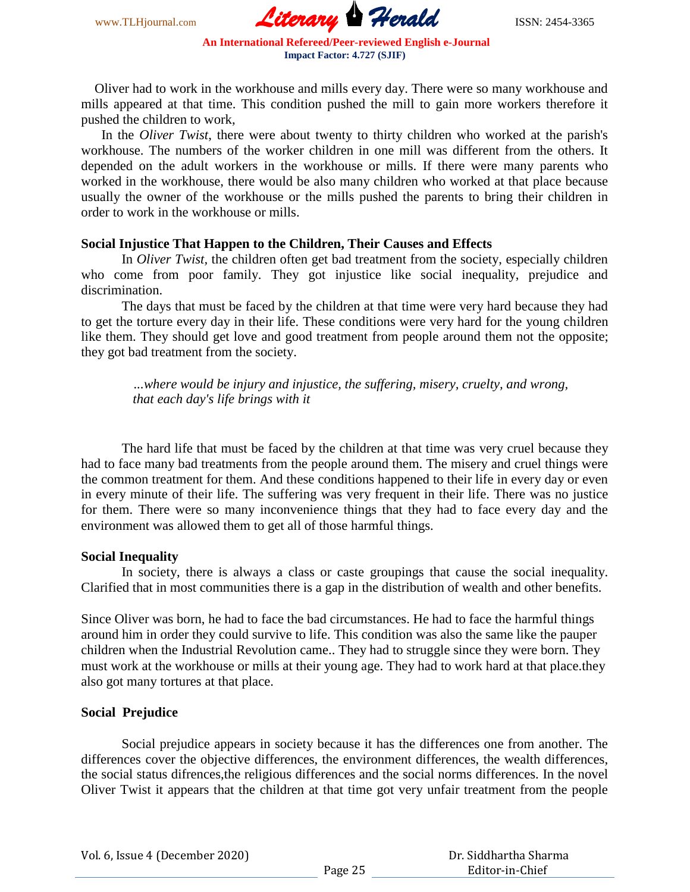Oliver had to work in the workhouse and mills every day. There were so many workhouse and mills appeared at that time. This condition pushed the mill to gain more workers therefore it pushed the children to work,

In the *Oliver Twist*, there were about twenty to thirty children who worked at the parish's workhouse. The numbers of the worker children in one mill was different from the others. It depended on the adult workers in the workhouse or mills. If there were many parents who worked in the workhouse, there would be also many children who worked at that place because usually the owner of the workhouse or the mills pushed the parents to bring their children in order to work in the workhouse or mills.

### Social Injustice That Happen to the Children, Their Causes and Effects

In *Oliver Twist*, the children often get bad treatment from the society, especially children who come from poor family. They got injustice like social inequality, prejudice and discrimination.

The days that must be faced by the children at that time were very hard because they had to get the torture every day in their life. These conditions were very hard for the young children like them. They should get love and good treatment from people around them not the opposite; they got bad treatment from the society.

> *...where would be injury and injustice, the suffering, misery, cruelty, and wrong, that each day's life brings with it*

The hard life that must be faced by the children at that time was very cruel because they had to face many bad treatments from the people around them. The misery and cruel things were the common treatment for them. And these conditions happened to their life in every day or even in every minute of their life. The suffering was very frequent in their life. There was no justice for them. There were so many inconvenience things that they had to face every day and the environment was allowed them to get all of those harmful things.

### Social Inequality

In society, there is always a class or caste groupings that cause the social inequality. Clarified that in most communities there is a gap in the distribution of wealth and other benefits.

Since Oliver was born, he had to face the bad circumstances. He had to face the harmful things around him in order they could survive to life. This condition was also the same like the pauper children when the Industrial Revolution came.. They had to struggle since they were born. They must work at the workhouse or mills at their young age. They had to work hard at that place.they also got many tortures at that place.

### Social Prejudice

Social prejudice appears in society because it has the differences one from another. The differences cover the objective differences, the environment differences, the wealth differences, the social status difrences,the religious differences and the social norms differences. In the novel Oliver Twist it appears that the children at that time got very unfair treatment from the people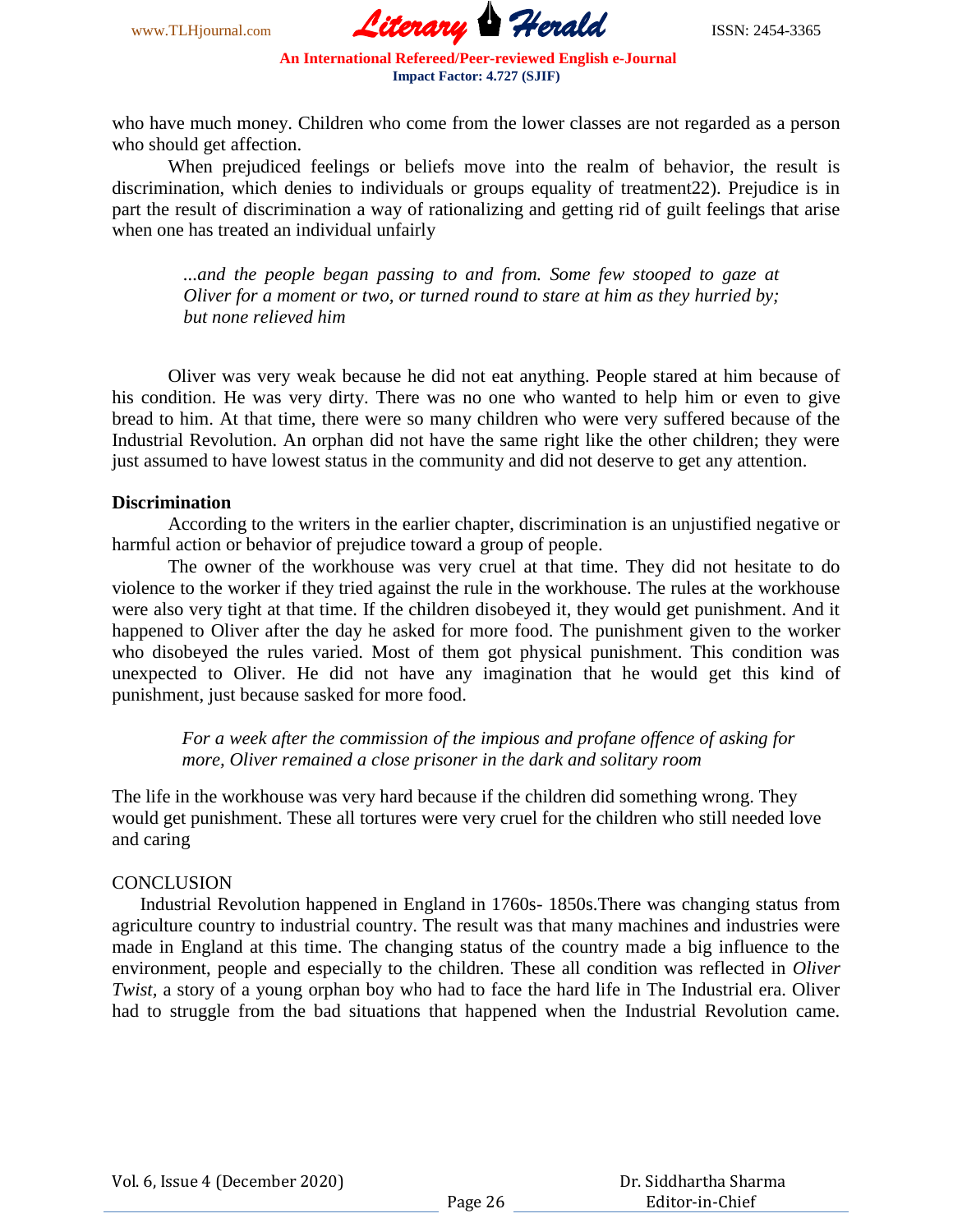who have much money. Children who come from the lower classes are not regarded as a person who should get affection.

When prejudiced feelings or beliefs move into the realm of behavior, the result is discrimination, which denies to individuals or groups equality of treatment22). Prejudice is in part the result of discrimination a way of rationalizing and getting rid of guilt feelings that arise when one has treated an individual unfairly

> *...and the people began passing to and from. Some few stooped to gaze at Oliver for a moment or two, or turned round to stare at him as they hurried by; but none relieved him*

Oliver was very weak because he did not eat anything. People stared at him because of his condition. He was very dirty. There was no one who wanted to help him or even to give bread to him. At that time, there were so many children who were very suffered because of the Industrial Revolution. An orphan did not have the same right like the other children; they were just assumed to have lowest status in the community and did not deserve to get any attention.

**Discrimination**

According to the writers in the earlier chapter, discrimination is an unjustified negative or harmful action or behavior of prejudice toward a group of people.

The owner of the workhouse was very cruel at that time. They did not hesitate to do violence to the worker if they tried against the rule in the workhouse. The rules at the workhouse were also very tight at that time. If the children disobeyed it, they would get punishment. And it happened to Oliver after the day he asked for more food. The punishment given to the worker who disobeyed the rules varied. Most of them got physical punishment. This condition was unexpected to Oliver. He did not have any imagination that he would get this kind of punishment, just because sasked for more food.

> *For a week after the commission of the impious and profane offence of asking for more, Oliver remained a close prisoner in the dark and solitary room*

The life in the workhouse was very hard because if the children did something wrong. They would get punishment. These all tortures were very cruel for the children who still needed love and caring

CONCLUSION

Industrial Revolution happened in England in 1760s- 1850s.There was changing status from agriculture country to industrial country. The result was that many machines and industries were made in England at this time. The changing status of the country made a big influence to the environment, people and especially to the children. These all condition was reflected in *Oliver Twist*, a story of a young orphan boy who had to face the hard life in The Industrial era. Oliver had to struggle from the bad situations that happened when the Industrial Revolution came.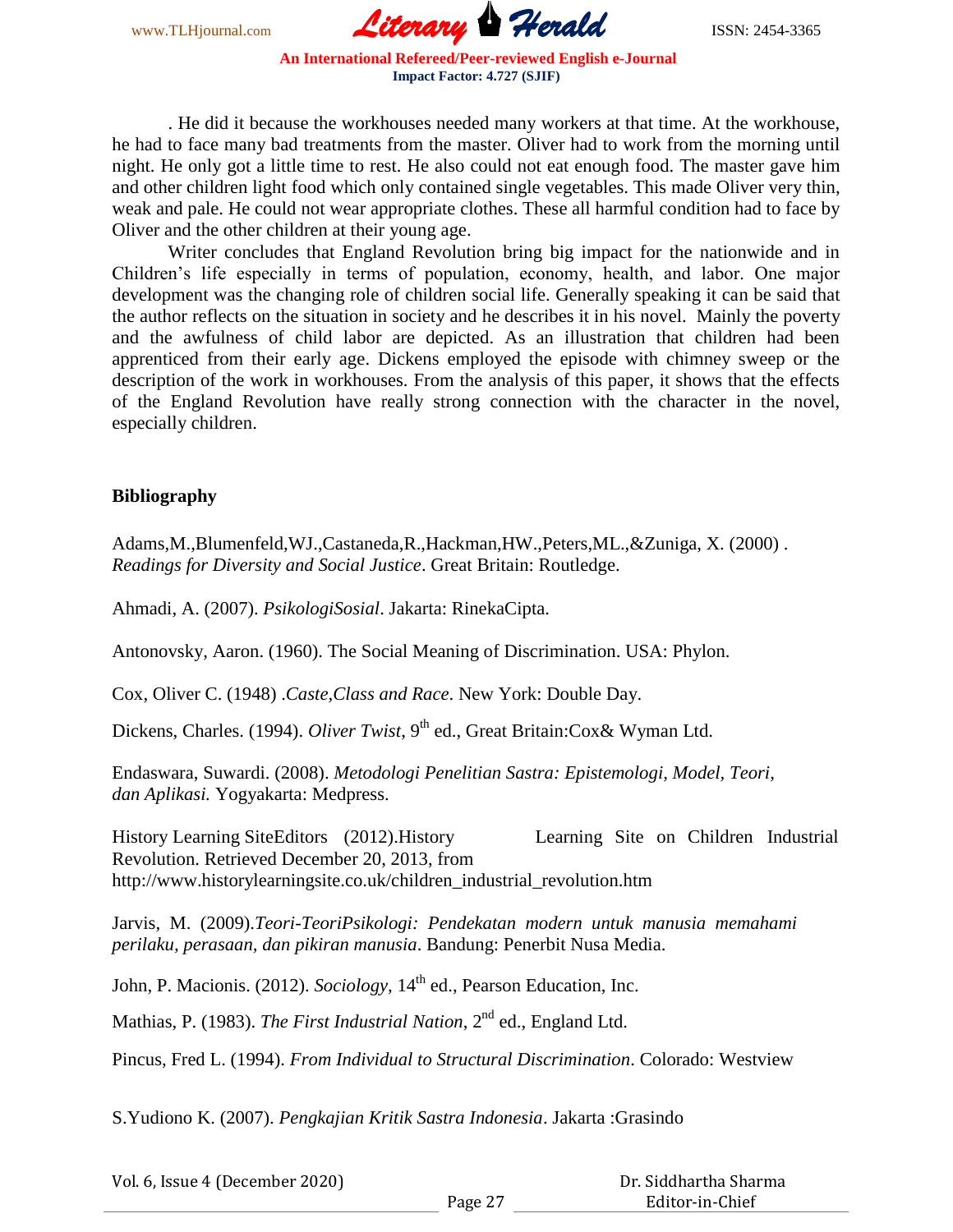. He did it because the workhouses needed many workers at that time. At the workhouse, he had to face many bad treatments from the master. Oliver had to work from the morning until night. He only got a little time to rest. He also could not eat enough food. The master gave him and other children light food which only contained single vegetables. This made Oliver very thin, weak and pale. He could not wear appropriate clothes. These all harmful condition had to face by Oliver and the other children at their young age.

Writer concludes that England Revolution bring big impact for the nationwide and in Children's life especially in terms of population, economy, health, and labor. One major development was the changing role of children social life. Generally speaking it can be said that the author reflects on the situation in society and he describes it in his novel. Mainly the poverty and the awfulness of child labor are depicted. As an illustration that children had been apprenticed from their early age. Dickens employed the episode with chimney sweep or the description of the work in workhouses. From the analysis of this paper, it shows that the effects of the England Revolution have really strong connection with the character in the novel, especially children.

## Bibliography

Adams,M.,Blumenfeld,WJ.,Castaneda,R.,Hackman,HW.,Peters,ML.,&Zuniga, X. (2000) . *Readings for Diversity and Social Justice*. Great Britain: Routledge.

Ahmadi, A. (2007). *PsikologiSosial*. Jakarta: RinekaCipta.

Antonovsky, Aaron. (1960). The Social Meaning of Discrimination. USA: Phylon.

Cox, Oliver C. (1948) .*Caste,Class and Race*. New York: Double Day.

Dickens, Charles. (1994). *Oliver Twist*, 9th ed., Great Britain:Cox& Wyman Ltd.

Endaswara, Suwardi. (2008). *Metodologi Penelitian Sastra: Epistemologi, Model, Teori, dan Aplikasi.* Yogyakarta: Medpress.

History Learning SiteEditors (2012).History Learning Site on Children Industrial Revolution. Retrieved December 20, 2013, from http://www.historylearningsite.co.uk/children_industrial_revolution.htm

Jarvis, M. (2009).*Teori-TeoriPsikologi: Pendekatan modern untuk manusia memahami perilaku, perasaan, dan pikiran manusia*. Bandung: Penerbit Nusa Media.

John, P. Macionis. (2012). *Sociology*, 14th ed., Pearson Education, Inc.

Mathias, P. (1983). *The First Industrial Nation*, 2nd ed., England Ltd.

Pincus, Fred L. (1994). *From Individual to Structural Discrimination*. Colorado: Westview

S.Yudiono K. (2007). *Pengkajian Kritik Sastra Indonesia*. Jakarta :Grasindo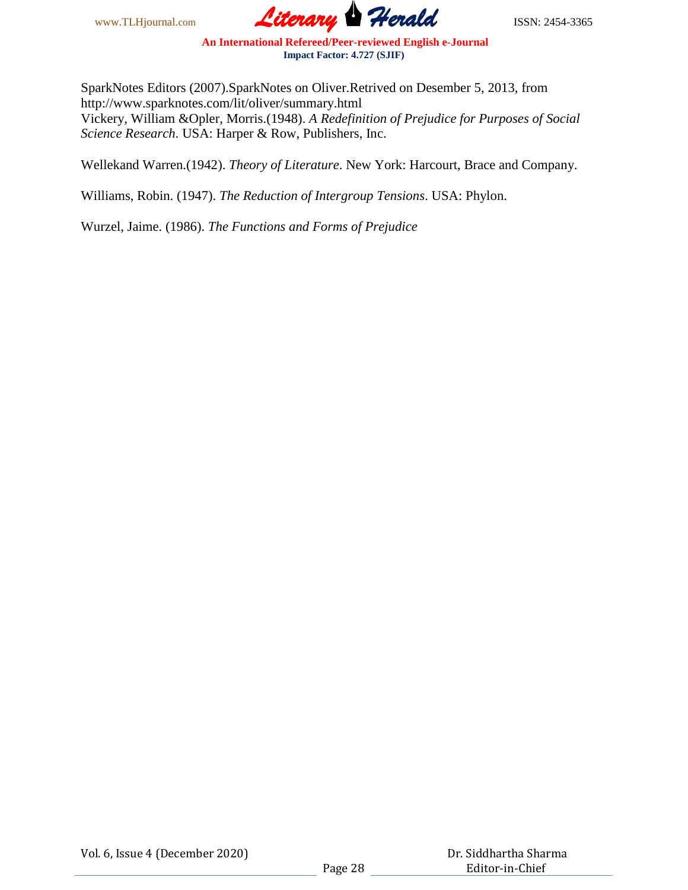SparkNotes Editors (2007).SparkNotes on Oliver.Retrived on Desember 5, 2013, from http://www.sparknotes.com/lit/oliver/summary.html

Vickery, William &Opler, Morris.(1948). *A Redefinition of Prejudice for Purposes of Social Science Research.* USA: Harper & Row, Publishers, Inc.

Wellekand Warren.(1942). *Theory of Literature*. New York: Harcourt, Brace and Company.

Williams, Robin. (1947). *The Reduction of Intergroup Tensions*. USA: Phylon.

Wurzel, Jaime. (1986). *The Functions and Forms of Prejudice*